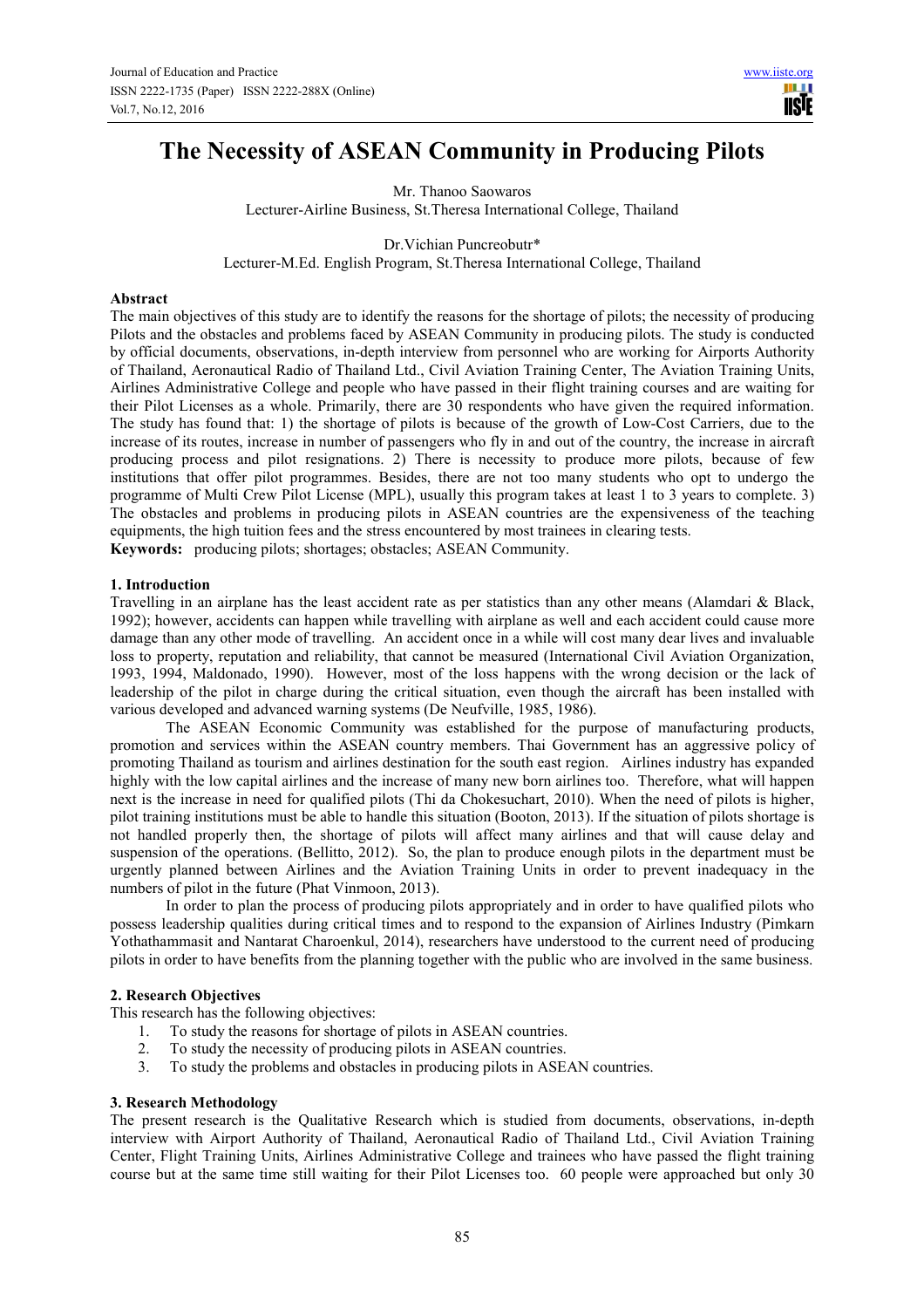# The Necessity of ASEAN Community in Producing Pilots

Mr. Thanoo Saowaros
Lecturer-Airline Business, St.Theresa International College, Thailand

Dr.Vichian Puncreobutr*
Lecturer-M.Ed. English Program, St.Theresa International College, Thailand

## Abstract

The main objectives of this study are to identify the reasons for the shortage of pilots; the necessity of producing Pilots and the obstacles and problems faced by ASEAN Community in producing pilots. The study is conducted by official documents, observations, in-depth interview from personnel who are working for Airports Authority of Thailand, Aeronautical Radio of Thailand Ltd., Civil Aviation Training Center, The Aviation Training Units, Airlines Administrative College and people who have passed in their flight training courses and are waiting for their Pilot Licenses as a whole. Primarily, there are 30 respondents who have given the required information. The study has found that: 1) the shortage of pilots is because of the growth of Low-Cost Carriers, due to the increase of its routes, increase in number of passengers who fly in and out of the country, the increase in aircraft producing process and pilot resignations. 2) There is necessity to produce more pilots, because of few institutions that offer pilot programmes. Besides, there are not too many students who opt to undergo the programme of Multi Crew Pilot License (MPL), usually this program takes at least 1 to 3 years to complete. 3) The obstacles and problems in producing pilots in ASEAN countries are the expensiveness of the teaching equipments, the high tuition fees and the stress encountered by most trainees in clearing tests.

**Keywords:** producing pilots; shortages; obstacles; ASEAN Community.

## 1. Introduction

Travelling in an airplane has the least accident rate as per statistics than any other means (Alamdari & Black, 1992); however, accidents can happen while travelling with airplane as well and each accident could cause more damage than any other mode of travelling. An accident once in a while will cost many dear lives and invaluable loss to property, reputation and reliability, that cannot be measured (International Civil Aviation Organization, 1993, 1994, Maldonado, 1990). However, most of the loss happens with the wrong decision or the lack of leadership of the pilot in charge during the critical situation, even though the aircraft has been installed with various developed and advanced warning systems (De Neufville, 1985, 1986).

The ASEAN Economic Community was established for the purpose of manufacturing products, promotion and services within the ASEAN country members. Thai Government has an aggressive policy of promoting Thailand as tourism and airlines destination for the south east region. Airlines industry has expanded highly with the low capital airlines and the increase of many new born airlines too. Therefore, what will happen next is the increase in need for qualified pilots (Thi da Chokesuchart, 2010). When the need of pilots is higher, pilot training institutions must be able to handle this situation (Booton, 2013). If the situation of pilots shortage is not handled properly then, the shortage of pilots will affect many airlines and that will cause delay and suspension of the operations. (Bellitto, 2012). So, the plan to produce enough pilots in the department must be urgently planned between Airlines and the Aviation Training Units in order to prevent inadequacy in the numbers of pilot in the future (Phat Vinmoon, 2013).

In order to plan the process of producing pilots appropriately and in order to have qualified pilots who possess leadership qualities during critical times and to respond to the expansion of Airlines Industry (Pimkarn Yothathammasit and Nantarat Charoenkul, 2014), researchers have understood to the current need of producing pilots in order to have benefits from the planning together with the public who are involved in the same business.

## 2. Research Objectives

This research has the following objectives:

1. To study the reasons for shortage of pilots in ASEAN countries.
2. To study the necessity of producing pilots in ASEAN countries.
3. To study the problems and obstacles in producing pilots in ASEAN countries.

## 3. Research Methodology

The present research is the Qualitative Research which is studied from documents, observations, in-depth interview with Airport Authority of Thailand, Aeronautical Radio of Thailand Ltd., Civil Aviation Training Center, Flight Training Units, Airlines Administrative College and trainees who have passed the flight training course but at the same time still waiting for their Pilot Licenses too. 60 people were approached but only 30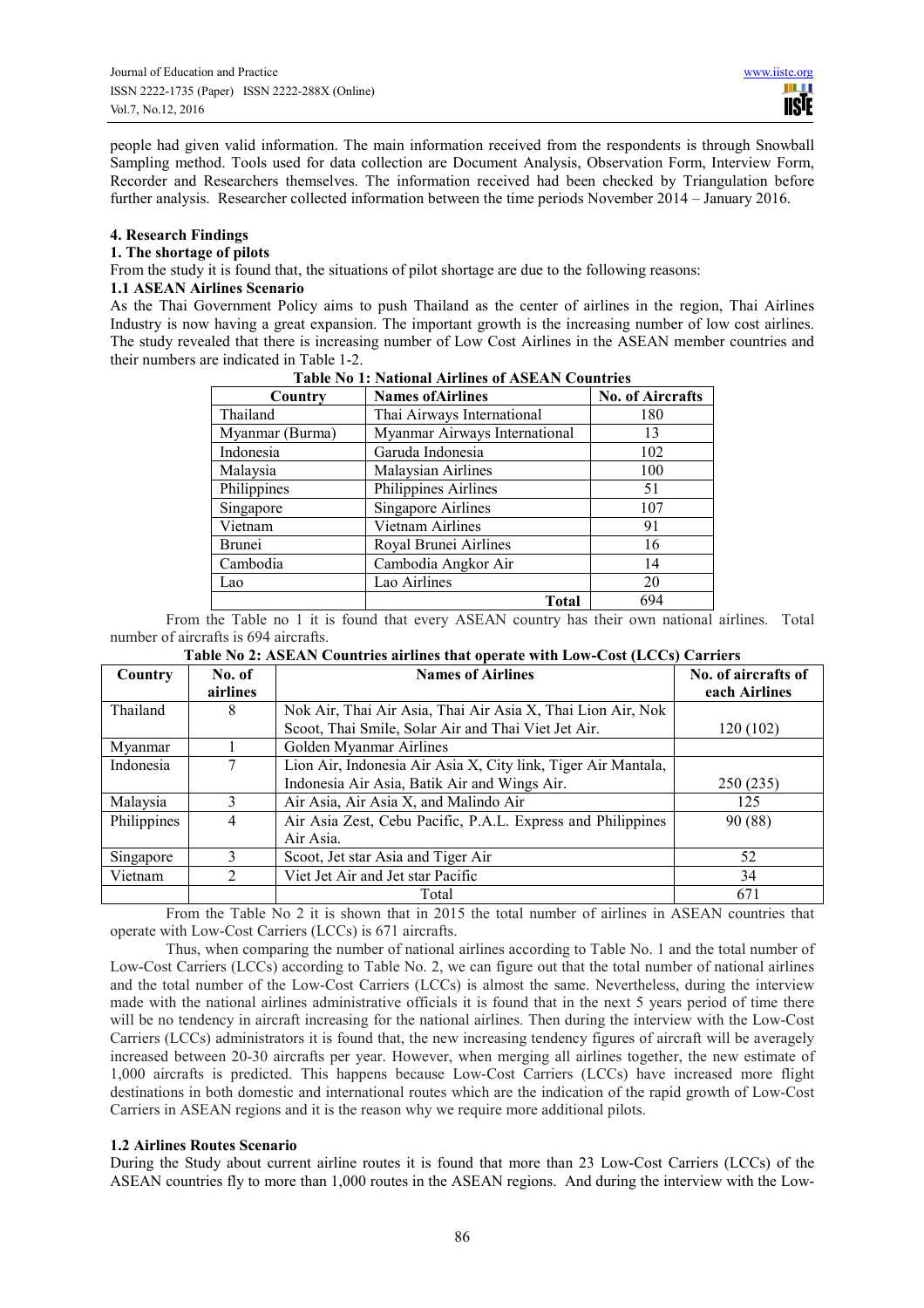people had given valid information. The main information received from the respondents is through Snowball Sampling method. Tools used for data collection are Document Analysis, Observation Form, Interview Form, Recorder and Researchers themselves. The information received had been checked by Triangulation before further analysis. Researcher collected information between the time periods November 2014 – January 2016.

## 4. Research Findings

### 1. The shortage of pilots

From the study it is found that, the situations of pilot shortage are due to the following reasons:

#### 1.1 ASEAN Airlines Scenario

As the Thai Government Policy aims to push Thailand as the center of airlines in the region, Thai Airlines Industry is now having a great expansion. The important growth is the increasing number of low cost airlines. The study revealed that there is increasing number of Low Cost Airlines in the ASEAN member countries and their numbers are indicated in Table 1-2.

**Table No 1: National Airlines of ASEAN Countries**

| Country | Names ofAirlines | No. of Aircrafts |
|---|---|---|
| Thailand | Thai Airways International | 180 |
| Myanmar (Burma) | Myanmar Airways International | 13 |
| Indonesia | Garuda Indonesia | 102 |
| Malaysia | Malaysian Airlines | 100 |
| Philippines | Philippines Airlines | 51 |
| Singapore | Singapore Airlines | 107 |
| Vietnam | Vietnam Airlines | 91 |
| Brunei | Royal Brunei Airlines | 16 |
| Cambodia | Cambodia Angkor Air | 14 |
| Lao | Lao Airlines | 20 |
| | **Total** | 694 |

From the Table no 1 it is found that every ASEAN country has their own national airlines. Total number of aircrafts is 694 aircrafts.

**Table No 2: ASEAN Countries airlines that operate with Low-Cost (LCCs) Carriers**

| Country | No. of airlines | Names of Airlines | No. of aircrafts of each Airlines |
|---|---|---|---|
| Thailand | 8 | Nok Air, Thai Air Asia, Thai Air Asia X, Thai Lion Air, Nok Scoot, Thai Smile, Solar Air and Thai Viet Jet Air. | 120 (102) |
| Myanmar | 1 | Golden Myanmar Airlines | |
| Indonesia | 7 | Lion Air, Indonesia Air Asia X, City link, Tiger Air Mantala, Indonesia Air Asia, Batik Air and Wings Air. | 250 (235) |
| Malaysia | 3 | Air Asia, Air Asia X, and Malindo Air | 125 |
| Philippines | 4 | Air Asia Zest, Cebu Pacific, P.A.L. Express and Philippines Air Asia. | 90 (88) |
| Singapore | 3 | Scoot, Jet star Asia and Tiger Air | 52 |
| Vietnam | 2 | Viet Jet Air and Jet star Pacific | 34 |
| | | Total | 671 |

From the Table No 2 it is shown that in 2015 the total number of airlines in ASEAN countries that operate with Low-Cost Carriers (LCCs) is 671 aircrafts.

Thus, when comparing the number of national airlines according to Table No. 1 and the total number of Low-Cost Carriers (LCCs) according to Table No. 2, we can figure out that the total number of national airlines and the total number of the Low-Cost Carriers (LCCs) is almost the same. Nevertheless, during the interview made with the national airlines administrative officials it is found that in the next 5 years period of time there will be no tendency in aircraft increasing for the national airlines. Then during the interview with the Low-Cost Carriers (LCCs) administrators it is found that, the new increasing tendency figures of aircraft will be averagely increased between 20-30 aircrafts per year. However, when merging all airlines together, the new estimate of 1,000 aircrafts is predicted. This happens because Low-Cost Carriers (LCCs) have increased more flight destinations in both domestic and international routes which are the indication of the rapid growth of Low-Cost Carriers in ASEAN regions and it is the reason why we require more additional pilots.

#### 1.2 Airlines Routes Scenario

During the Study about current airline routes it is found that more than 23 Low-Cost Carriers (LCCs) of the ASEAN countries fly to more than 1,000 routes in the ASEAN regions. And during the interview with the Low-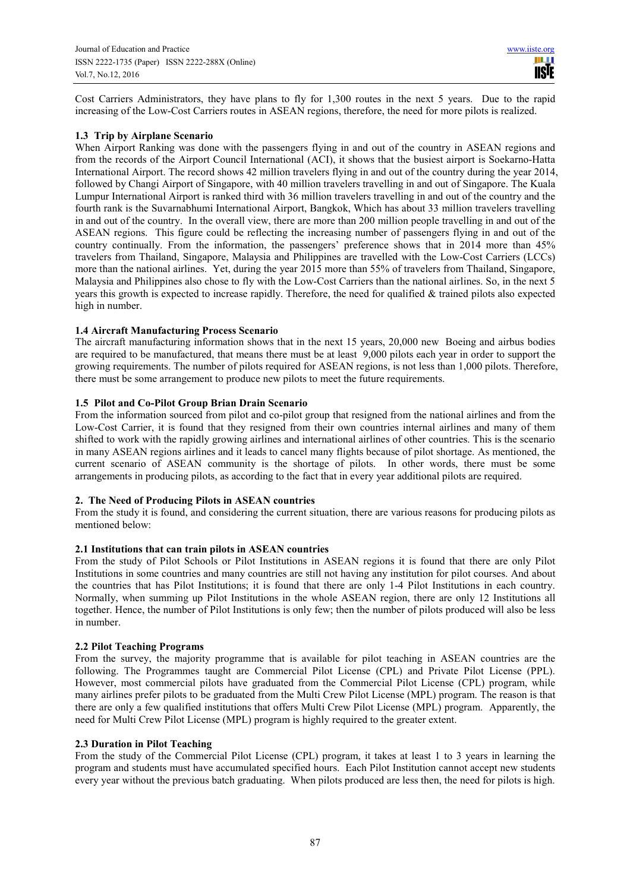Cost Carriers Administrators, they have plans to fly for 1,300 routes in the next 5 years. Due to the rapid increasing of the Low-Cost Carriers routes in ASEAN regions, therefore, the need for more pilots is realized.

### 1.3 Trip by Airplane Scenario

When Airport Ranking was done with the passengers flying in and out of the country in ASEAN regions and from the records of the Airport Council International (ACI), it shows that the busiest airport is Soekarno-Hatta International Airport. The record shows 42 million travelers flying in and out of the country during the year 2014, followed by Changi Airport of Singapore, with 40 million travelers travelling in and out of Singapore. The Kuala Lumpur International Airport is ranked third with 36 million travelers travelling in and out of the country and the fourth rank is the Suvarnabhumi International Airport, Bangkok, Which has about 33 million travelers travelling in and out of the country. In the overall view, there are more than 200 million people travelling in and out of the ASEAN regions. This figure could be reflecting the increasing number of passengers flying in and out of the country continually. From the information, the passengers' preference shows that in 2014 more than 45% travelers from Thailand, Singapore, Malaysia and Philippines are travelled with the Low-Cost Carriers (LCCs) more than the national airlines. Yet, during the year 2015 more than 55% of travelers from Thailand, Singapore, Malaysia and Philippines also chose to fly with the Low-Cost Carriers than the national airlines. So, in the next 5 years this growth is expected to increase rapidly. Therefore, the need for qualified & trained pilots also expected high in number.

### 1.4 Aircraft Manufacturing Process Scenario

The aircraft manufacturing information shows that in the next 15 years, 20,000 new Boeing and airbus bodies are required to be manufactured, that means there must be at least 9,000 pilots each year in order to support the growing requirements. The number of pilots required for ASEAN regions, is not less than 1,000 pilots. Therefore, there must be some arrangement to produce new pilots to meet the future requirements.

### 1.5 Pilot and Co-Pilot Group Brian Drain Scenario

From the information sourced from pilot and co-pilot group that resigned from the national airlines and from the Low-Cost Carrier, it is found that they resigned from their own countries internal airlines and many of them shifted to work with the rapidly growing airlines and international airlines of other countries. This is the scenario in many ASEAN regions airlines and it leads to cancel many flights because of pilot shortage. As mentioned, the current scenario of ASEAN community is the shortage of pilots. In other words, there must be some arrangements in producing pilots, as according to the fact that in every year additional pilots are required.

## 2. The Need of Producing Pilots in ASEAN countries

From the study it is found, and considering the current situation, there are various reasons for producing pilots as mentioned below:

### 2.1 Institutions that can train pilots in ASEAN countries

From the study of Pilot Schools or Pilot Institutions in ASEAN regions it is found that there are only Pilot Institutions in some countries and many countries are still not having any institution for pilot courses. And about the countries that has Pilot Institutions; it is found that there are only 1-4 Pilot Institutions in each country. Normally, when summing up Pilot Institutions in the whole ASEAN region, there are only 12 Institutions all together. Hence, the number of Pilot Institutions is only few; then the number of pilots produced will also be less in number.

### 2.2 Pilot Teaching Programs

From the survey, the majority programme that is available for pilot teaching in ASEAN countries are the following. The Programmes taught are Commercial Pilot License (CPL) and Private Pilot License (PPL). However, most commercial pilots have graduated from the Commercial Pilot License (CPL) program, while many airlines prefer pilots to be graduated from the Multi Crew Pilot License (MPL) program. The reason is that there are only a few qualified institutions that offers Multi Crew Pilot License (MPL) program. Apparently, the need for Multi Crew Pilot License (MPL) program is highly required to the greater extent.

### 2.3 Duration in Pilot Teaching

From the study of the Commercial Pilot License (CPL) program, it takes at least 1 to 3 years in learning the program and students must have accumulated specified hours. Each Pilot Institution cannot accept new students every year without the previous batch graduating. When pilots produced are less then, the need for pilots is high.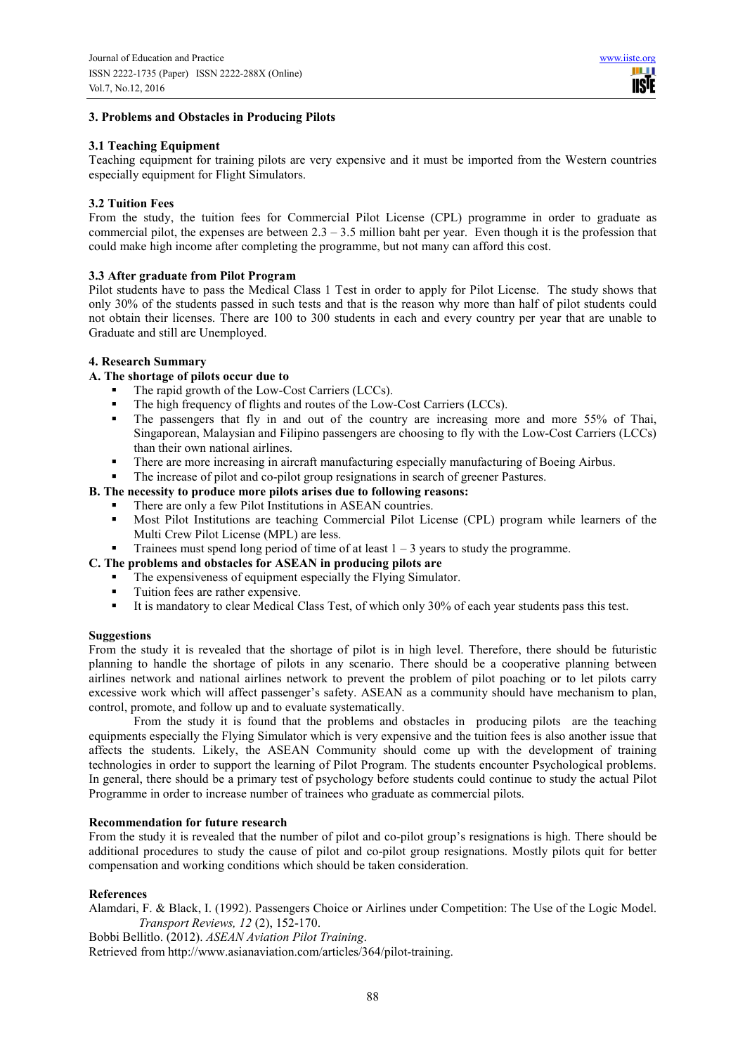## 3. Problems and Obstacles in Producing Pilots

### 3.1 Teaching Equipment

Teaching equipment for training pilots are very expensive and it must be imported from the Western countries especially equipment for Flight Simulators.

### 3.2 Tuition Fees

From the study, the tuition fees for Commercial Pilot License (CPL) programme in order to graduate as commercial pilot, the expenses are between 2.3 – 3.5 million baht per year. Even though it is the profession that could make high income after completing the programme, but not many can afford this cost.

### 3.3 After graduate from Pilot Program

Pilot students have to pass the Medical Class 1 Test in order to apply for Pilot License. The study shows that only 30% of the students passed in such tests and that is the reason why more than half of pilot students could not obtain their licenses. There are 100 to 300 students in each and every country per year that are unable to Graduate and still are Unemployed.

## 4. Research Summary

**A. The shortage of pilots occur due to**

- The rapid growth of the Low-Cost Carriers (LCCs).
- The high frequency of flights and routes of the Low-Cost Carriers (LCCs).
- The passengers that fly in and out of the country are increasing more and more 55% of Thai, Singaporean, Malaysian and Filipino passengers are choosing to fly with the Low-Cost Carriers (LCCs) than their own national airlines.
- There are more increasing in aircraft manufacturing especially manufacturing of Boeing Airbus.
- The increase of pilot and co-pilot group resignations in search of greener Pastures.

**B. The necessity to produce more pilots arises due to following reasons:**

- There are only a few Pilot Institutions in ASEAN countries.
- Most Pilot Institutions are teaching Commercial Pilot License (CPL) program while learners of the Multi Crew Pilot License (MPL) are less.
- Trainees must spend long period of time of at least 1 – 3 years to study the programme.

**C. The problems and obstacles for ASEAN in producing pilots are**

- The expensiveness of equipment especially the Flying Simulator.
- Tuition fees are rather expensive.
- It is mandatory to clear Medical Class Test, of which only 30% of each year students pass this test.

### Suggestions

From the study it is revealed that the shortage of pilot is in high level. Therefore, there should be futuristic planning to handle the shortage of pilots in any scenario. There should be a cooperative planning between airlines network and national airlines network to prevent the problem of pilot poaching or to let pilots carry excessive work which will affect passenger's safety. ASEAN as a community should have mechanism to plan, control, promote, and follow up and to evaluate systematically.

From the study it is found that the problems and obstacles in producing pilots are the teaching equipments especially the Flying Simulator which is very expensive and the tuition fees is also another issue that affects the students. Likely, the ASEAN Community should come up with the development of training technologies in order to support the learning of Pilot Program. The students encounter Psychological problems. In general, there should be a primary test of psychology before students could continue to study the actual Pilot Programme in order to increase number of trainees who graduate as commercial pilots.

### Recommendation for future research

From the study it is revealed that the number of pilot and co-pilot group's resignations is high. There should be additional procedures to study the cause of pilot and co-pilot group resignations. Mostly pilots quit for better compensation and working conditions which should be taken consideration.

### References

Alamdari, F. & Black, I. (1992). Passengers Choice or Airlines under Competition: The Use of the Logic Model. *Transport Reviews, 12* (2), 152-170.

Bobbi Bellitlo. (2012). *ASEAN Aviation Pilot Training*. Retrieved from http://www.asianaviation.com/articles/364/pilot-training.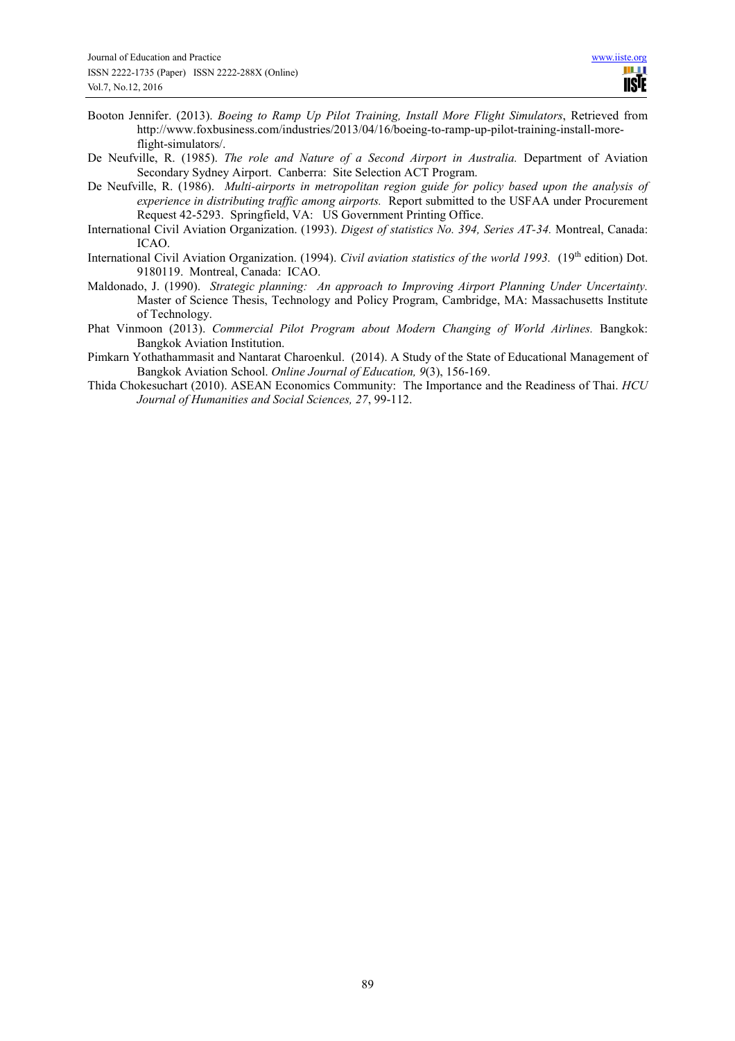Booton Jennifer. (2013). *Boeing to Ramp Up Pilot Training, Install More Flight Simulators*, Retrieved from http://www.foxbusiness.com/industries/2013/04/16/boeing-to-ramp-up-pilot-training-install-more-flight-simulators/.

De Neufville, R. (1985). *The role and Nature of a Second Airport in Australia.* Department of Aviation Secondary Sydney Airport. Canberra: Site Selection ACT Program.

De Neufville, R. (1986). *Multi-airports in metropolitan region guide for policy based upon the analysis of experience in distributing traffic among airports.* Report submitted to the USFAA under Procurement Request 42-5293. Springfield, VA: US Government Printing Office.

International Civil Aviation Organization. (1993). *Digest of statistics No. 394, Series AT-34.* Montreal, Canada: ICAO.

International Civil Aviation Organization. (1994). *Civil aviation statistics of the world 1993.* (19th edition) Dot. 9180119. Montreal, Canada: ICAO.

Maldonado, J. (1990). *Strategic planning: An approach to Improving Airport Planning Under Uncertainty.* Master of Science Thesis, Technology and Policy Program, Cambridge, MA: Massachusetts Institute of Technology.

Phat Vinmoon (2013). *Commercial Pilot Program about Modern Changing of World Airlines.* Bangkok: Bangkok Aviation Institution.

Pimkarn Yothathammasit and Nantarat Charoenkul. (2014). A Study of the State of Educational Management of Bangkok Aviation School. *Online Journal of Education, 9*(3), 156-169.

Thida Chokesuchart (2010). ASEAN Economics Community: The Importance and the Readiness of Thai. *HCU Journal of Humanities and Social Sciences, 27*, 99-112.